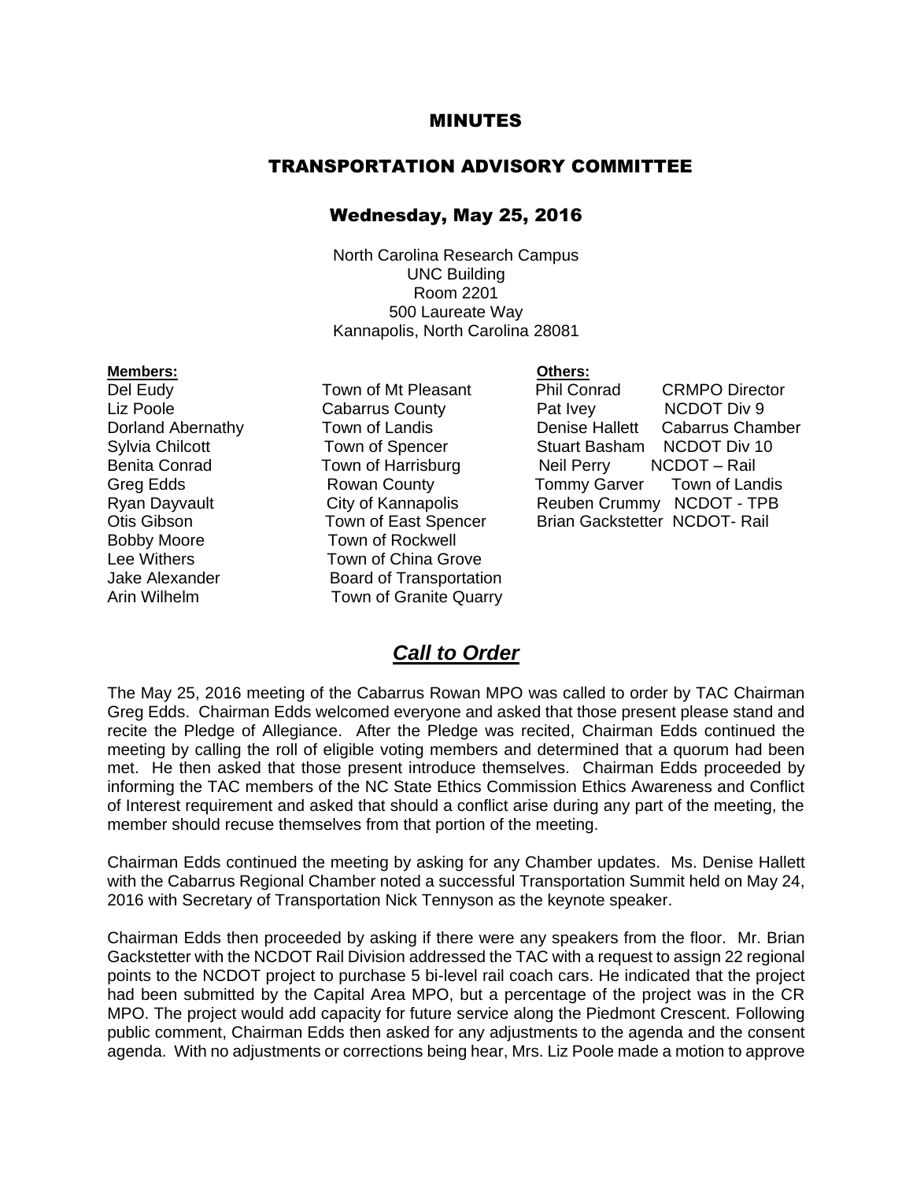# MINUTES

## TRANSPORTATION ADVISORY COMMITTEE

### Wednesday, May 25, 2016

North Carolina Research Campus
UNC Building
Room 2201
500 Laureate Way
Kannapolis, North Carolina 28081

**Members:**

| Name | Organization |
|---|---|
| Del Eudy | Town of Mt Pleasant |
| Liz Poole | Cabarrus County |
| Dorland Abernathy | Town of Landis |
| Sylvia Chilcott | Town of Spencer |
| Benita Conrad | Town of Harrisburg |
| Greg Edds | Rowan County |
| Ryan Dayvault | City of Kannapolis |
| Otis Gibson | Town of East Spencer |
| Bobby Moore | Town of Rockwell |
| Lee Withers | Town of China Grove |
| Jake Alexander | Board of Transportation |
| Arin Wilhelm | Town of Granite Quarry |

**Others:**

| Name | Organization |
|---|---|
| Phil Conrad | CRMPO Director |
| Pat Ivey | NCDOT Div 9 |
| Denise Hallett | Cabarrus Chamber |
| Stuart Basham | NCDOT Div 10 |
| Neil Perry | NCDOT – Rail |
| Tommy Garver | Town of Landis |
| Reuben Crummy | NCDOT - TPB |
| Brian Gackstetter | NCDOT- Rail |

## ***Call to Order***

The May 25, 2016 meeting of the Cabarrus Rowan MPO was called to order by TAC Chairman Greg Edds. Chairman Edds welcomed everyone and asked that those present please stand and recite the Pledge of Allegiance. After the Pledge was recited, Chairman Edds continued the meeting by calling the roll of eligible voting members and determined that a quorum had been met. He then asked that those present introduce themselves. Chairman Edds proceeded by informing the TAC members of the NC State Ethics Commission Ethics Awareness and Conflict of Interest requirement and asked that should a conflict arise during any part of the meeting, the member should recuse themselves from that portion of the meeting.

Chairman Edds continued the meeting by asking for any Chamber updates. Ms. Denise Hallett with the Cabarrus Regional Chamber noted a successful Transportation Summit held on May 24, 2016 with Secretary of Transportation Nick Tennyson as the keynote speaker.

Chairman Edds then proceeded by asking if there were any speakers from the floor. Mr. Brian Gackstetter with the NCDOT Rail Division addressed the TAC with a request to assign 22 regional points to the NCDOT project to purchase 5 bi-level rail coach cars. He indicated that the project had been submitted by the Capital Area MPO, but a percentage of the project was in the CR MPO. The project would add capacity for future service along the Piedmont Crescent. Following public comment, Chairman Edds then asked for any adjustments to the agenda and the consent agenda. With no adjustments or corrections being hear, Mrs. Liz Poole made a motion to approve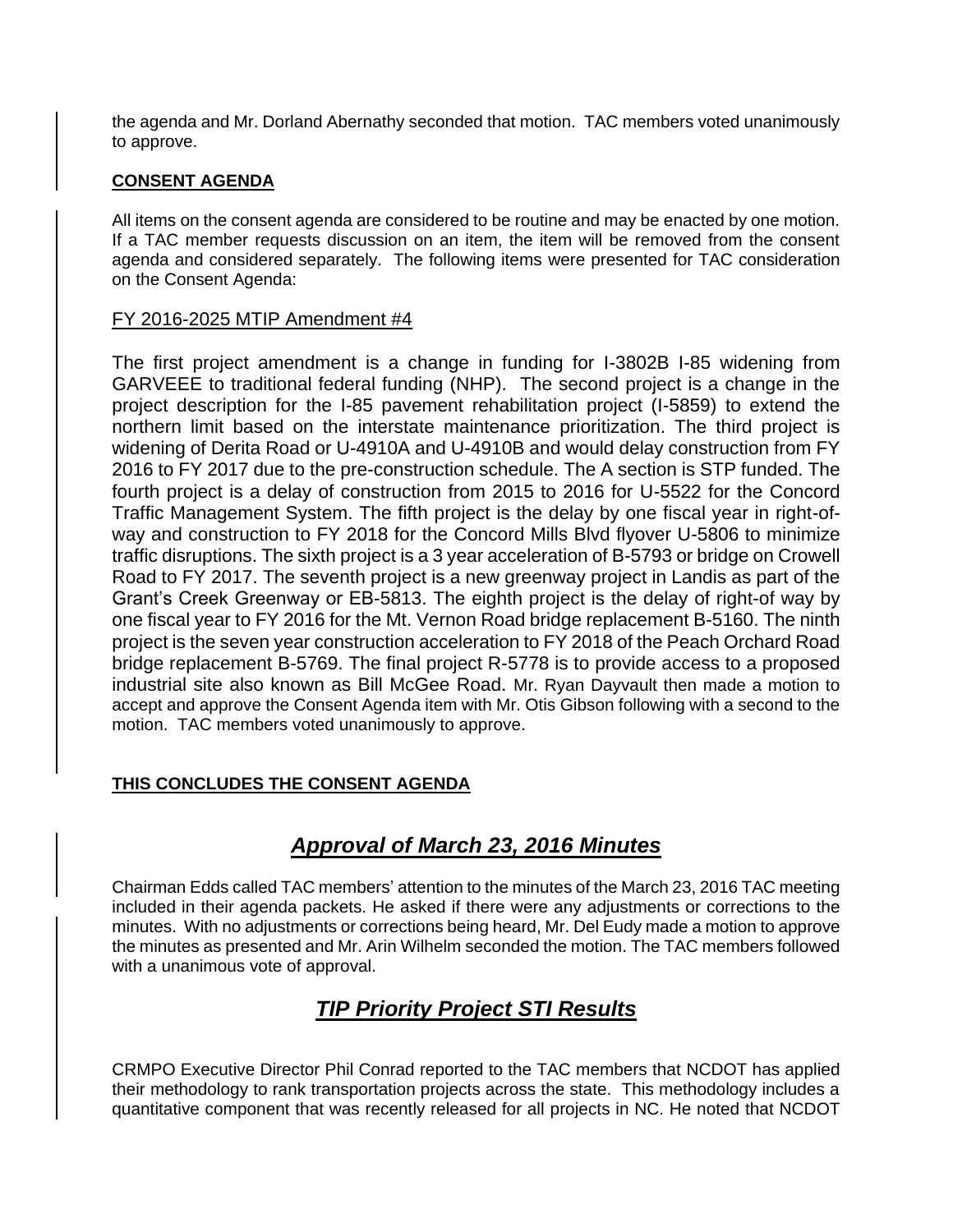the agenda and Mr. Dorland Abernathy seconded that motion. TAC members voted unanimously to approve.

**CONSENT AGENDA**

All items on the consent agenda are considered to be routine and may be enacted by one motion. If a TAC member requests discussion on an item, the item will be removed from the consent agenda and considered separately. The following items were presented for TAC consideration on the Consent Agenda:

FY 2016-2025 MTIP Amendment #4

The first project amendment is a change in funding for I-3802B I-85 widening from GARVEEE to traditional federal funding (NHP). The second project is a change in the project description for the I-85 pavement rehabilitation project (I-5859) to extend the northern limit based on the interstate maintenance prioritization. The third project is widening of Derita Road or U-4910A and U-4910B and would delay construction from FY 2016 to FY 2017 due to the pre-construction schedule. The A section is STP funded. The fourth project is a delay of construction from 2015 to 2016 for U-5522 for the Concord Traffic Management System. The fifth project is the delay by one fiscal year in right-of-way and construction to FY 2018 for the Concord Mills Blvd flyover U-5806 to minimize traffic disruptions. The sixth project is a 3 year acceleration of B-5793 or bridge on Crowell Road to FY 2017. The seventh project is a new greenway project in Landis as part of the Grant's Creek Greenway or EB-5813. The eighth project is the delay of right-of way by one fiscal year to FY 2016 for the Mt. Vernon Road bridge replacement B-5160. The ninth project is the seven year construction acceleration to FY 2018 of the Peach Orchard Road bridge replacement B-5769. The final project R-5778 is to provide access to a proposed industrial site also known as Bill McGee Road. Mr. Ryan Dayvault then made a motion to accept and approve the Consent Agenda item with Mr. Otis Gibson following with a second to the motion. TAC members voted unanimously to approve.

**THIS CONCLUDES THE CONSENT AGENDA**

## ***Approval of March 23, 2016 Minutes***

Chairman Edds called TAC members' attention to the minutes of the March 23, 2016 TAC meeting included in their agenda packets. He asked if there were any adjustments or corrections to the minutes. With no adjustments or corrections being heard, Mr. Del Eudy made a motion to approve the minutes as presented and Mr. Arin Wilhelm seconded the motion. The TAC members followed with a unanimous vote of approval.

## ***TIP Priority Project STI Results***

CRMPO Executive Director Phil Conrad reported to the TAC members that NCDOT has applied their methodology to rank transportation projects across the state. This methodology includes a quantitative component that was recently released for all projects in NC. He noted that NCDOT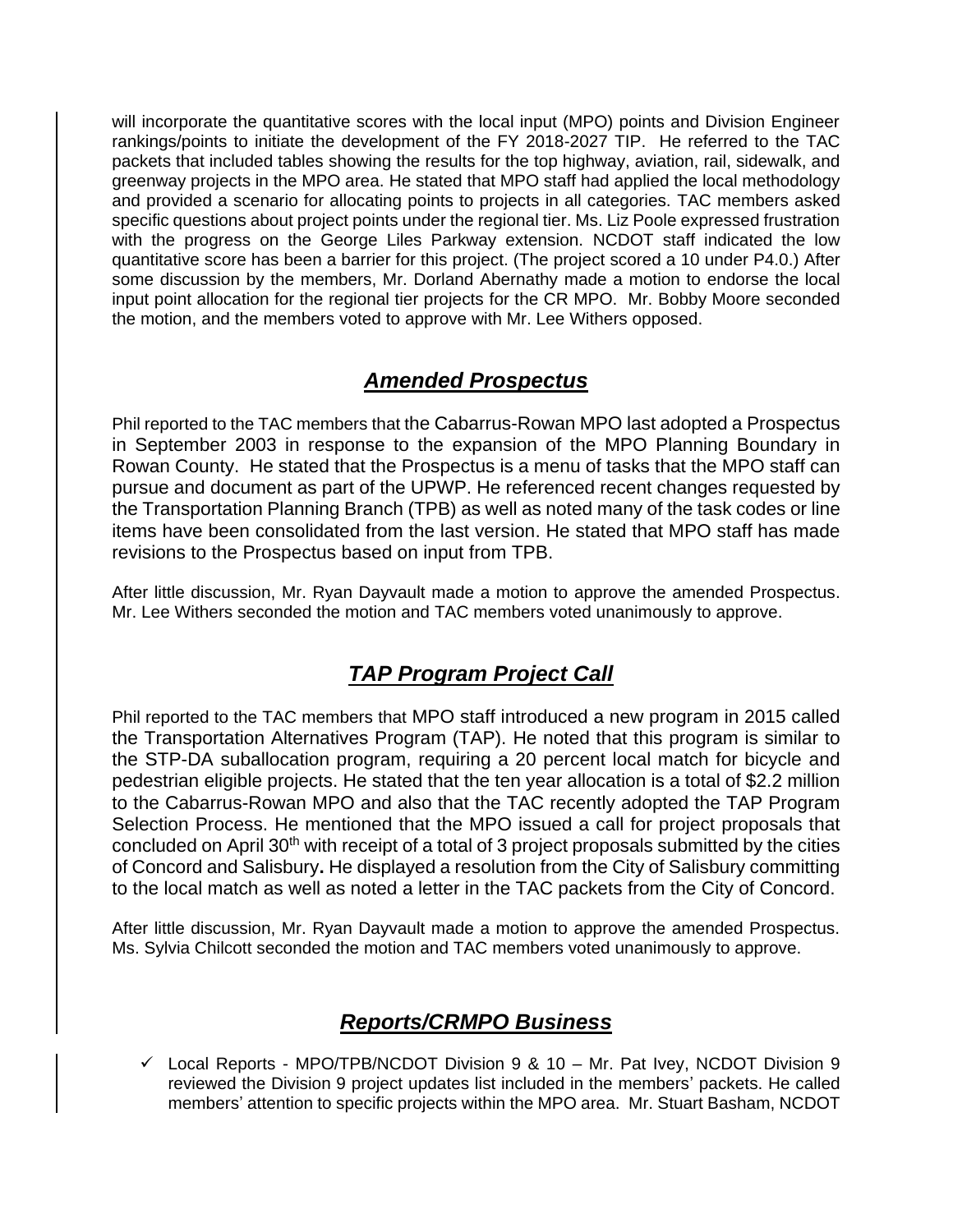will incorporate the quantitative scores with the local input (MPO) points and Division Engineer rankings/points to initiate the development of the FY 2018-2027 TIP. He referred to the TAC packets that included tables showing the results for the top highway, aviation, rail, sidewalk, and greenway projects in the MPO area. He stated that MPO staff had applied the local methodology and provided a scenario for allocating points to projects in all categories. TAC members asked specific questions about project points under the regional tier. Ms. Liz Poole expressed frustration with the progress on the George Liles Parkway extension. NCDOT staff indicated the low quantitative score has been a barrier for this project. (The project scored a 10 under P4.0.) After some discussion by the members, Mr. Dorland Abernathy made a motion to endorse the local input point allocation for the regional tier projects for the CR MPO. Mr. Bobby Moore seconded the motion, and the members voted to approve with Mr. Lee Withers opposed.

## ***Amended Prospectus***

Phil reported to the TAC members that the Cabarrus-Rowan MPO last adopted a Prospectus in September 2003 in response to the expansion of the MPO Planning Boundary in Rowan County. He stated that the Prospectus is a menu of tasks that the MPO staff can pursue and document as part of the UPWP. He referenced recent changes requested by the Transportation Planning Branch (TPB) as well as noted many of the task codes or line items have been consolidated from the last version. He stated that MPO staff has made revisions to the Prospectus based on input from TPB.

After little discussion, Mr. Ryan Dayvault made a motion to approve the amended Prospectus. Mr. Lee Withers seconded the motion and TAC members voted unanimously to approve.

## ***TAP Program Project Call***

Phil reported to the TAC members that MPO staff introduced a new program in 2015 called the Transportation Alternatives Program (TAP). He noted that this program is similar to the STP-DA suballocation program, requiring a 20 percent local match for bicycle and pedestrian eligible projects. He stated that the ten year allocation is a total of $2.2 million to the Cabarrus-Rowan MPO and also that the TAC recently adopted the TAP Program Selection Process. He mentioned that the MPO issued a call for project proposals that concluded on April 30th with receipt of a total of 3 project proposals submitted by the cities of Concord and Salisbury**.** He displayed a resolution from the City of Salisbury committing to the local match as well as noted a letter in the TAC packets from the City of Concord.

After little discussion, Mr. Ryan Dayvault made a motion to approve the amended Prospectus. Ms. Sylvia Chilcott seconded the motion and TAC members voted unanimously to approve.

## ***Reports/CRMPO Business***

- ✓ Local Reports - MPO/TPB/NCDOT Division 9 & 10 – Mr. Pat Ivey, NCDOT Division 9 reviewed the Division 9 project updates list included in the members' packets. He called members' attention to specific projects within the MPO area. Mr. Stuart Basham, NCDOT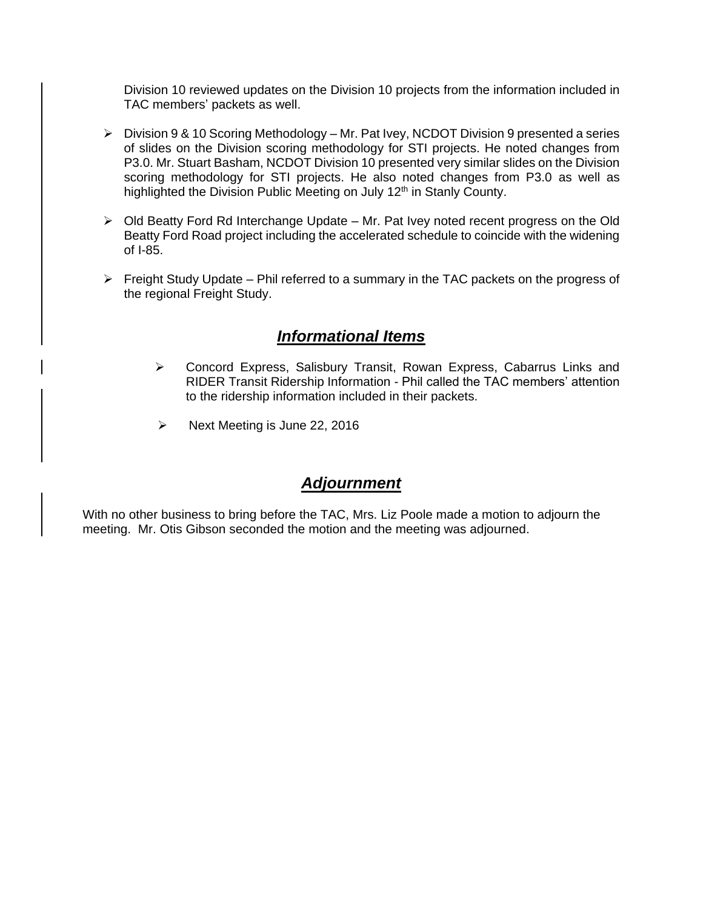Division 10 reviewed updates on the Division 10 projects from the information included in TAC members' packets as well.

- Division 9 & 10 Scoring Methodology – Mr. Pat Ivey, NCDOT Division 9 presented a series of slides on the Division scoring methodology for STI projects. He noted changes from P3.0. Mr. Stuart Basham, NCDOT Division 10 presented very similar slides on the Division scoring methodology for STI projects. He also noted changes from P3.0 as well as highlighted the Division Public Meeting on July 12th in Stanly County.

- Old Beatty Ford Rd Interchange Update – Mr. Pat Ivey noted recent progress on the Old Beatty Ford Road project including the accelerated schedule to coincide with the widening of I-85.

- Freight Study Update – Phil referred to a summary in the TAC packets on the progress of the regional Freight Study.

## ***Informational Items***

- Concord Express, Salisbury Transit, Rowan Express, Cabarrus Links and RIDER Transit Ridership Information - Phil called the TAC members' attention to the ridership information included in their packets.

- Next Meeting is June 22, 2016

## ***Adjournment***

With no other business to bring before the TAC, Mrs. Liz Poole made a motion to adjourn the meeting. Mr. Otis Gibson seconded the motion and the meeting was adjourned.